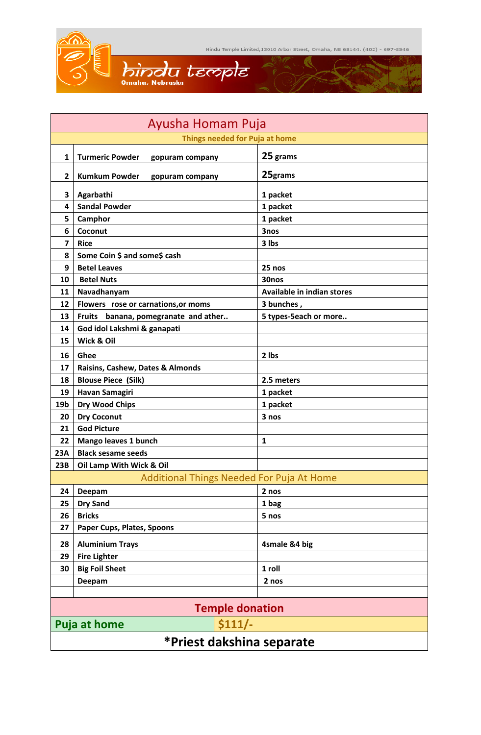Hindu Temple Limited,13010 Arbor Street, Omaha, NE 68144. (402) - 697-8546

# hindu temple
Omaha, Nebraska

## Ayusha Homam Puja

| | Things needed for Puja at home | |
|---|---|---|
| 1 | Turmeric Powder gopuram company | 25 grams |
| 2 | Kumkum Powder gopuram company | 25grams |
| 3 | Agarbathi | 1 packet |
| 4 | Sandal Powder | 1 packet |
| 5 | Camphor | 1 packet |
| 6 | Coconut | 3nos |
| 7 | Rice | 3 lbs |
| 8 | Some Coin $ and some$ cash | |
| 9 | Betel Leaves | 25 nos |
| 10 | Betel Nuts | 30nos |
| 11 | Navadhanyam | Available in indian stores |
| 12 | Flowers rose or carnations,or moms | 3 bunches , |
| 13 | Fruits banana, pomegranate and ather.. | 5 types-5each or more.. |
| 14 | God idol Lakshmi & ganapati | |
| 15 | Wick & Oil | |
| 16 | Ghee | 2 lbs |
| 17 | Raisins, Cashew, Dates & Almonds | |
| 18 | Blouse Piece (Silk) | 2.5 meters |
| 19 | Havan Samagiri | 1 packet |
| 19b | Dry Wood Chips | 1 packet |
| 20 | Dry Coconut | 3 nos |
| 21 | God Picture | |
| 22 | Mango leaves 1 bunch | 1 |
| 23A | Black sesame seeds | |
| 23B | Oil Lamp With Wick & Oil | |
| | Additional Things Needed For Puja At Home | |
| 24 | Deepam | 2 nos |
| 25 | Dry Sand | 1 bag |
| 26 | Bricks | 5 nos |
| 27 | Paper Cups, Plates, Spoons | |
| 28 | Aluminium Trays | 4smale &4 big |
| 29 | Fire Lighter | |
| 30 | Big Foil Sheet | 1 roll |
| | Deepam | 2 nos |
| | | |

| Temple donation | |
|---|---|
| Puja at home | $111/- |

**\*Priest dakshina separate**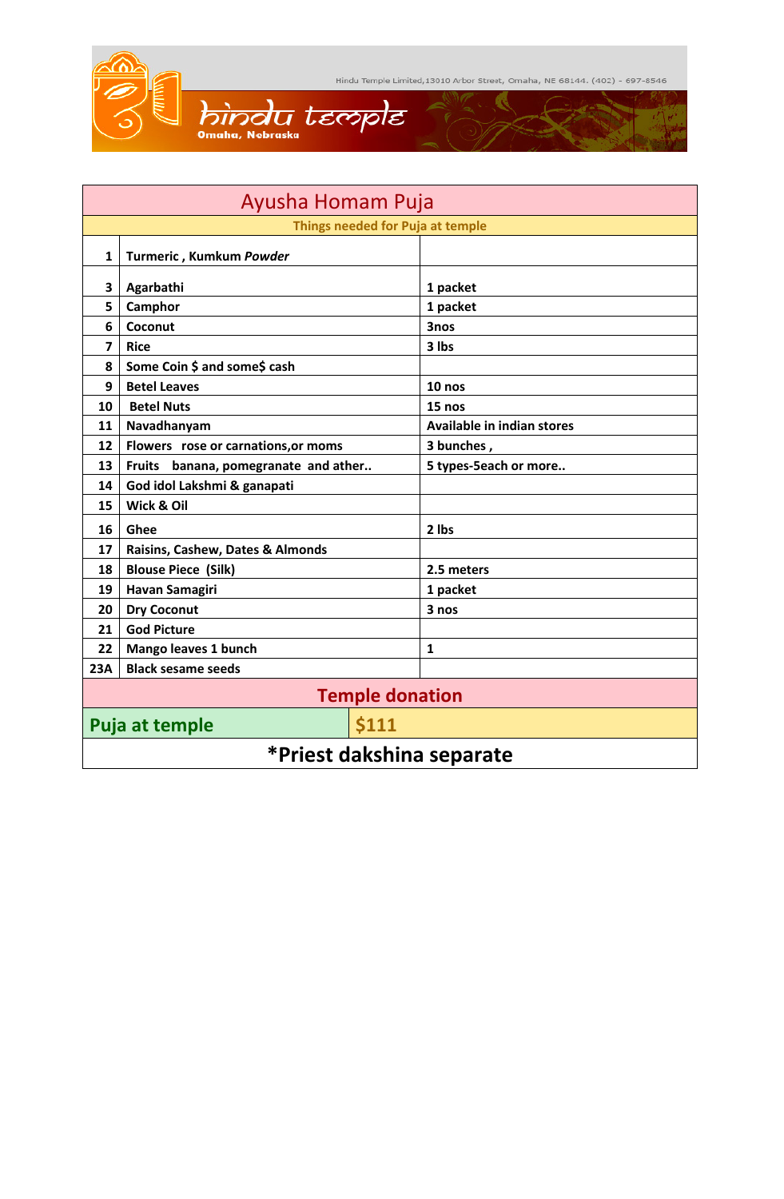Hindu Temple Limited,13010 Arbor Street, Omaha, NE 68144. (402) - 697-8546

hindu temple
Omaha, Nebraska

# Ayusha Homam Puja

**Things needed for Puja at temple**

| | | |
|---|---|---|
| **1** | **Turmeric , Kumkum *Powder*** | |
| **3** | **Agarbathi** | **1 packet** |
| **5** | **Camphor** | **1 packet** |
| **6** | **Coconut** | **3nos** |
| **7** | **Rice** | **3 lbs** |
| **8** | **Some Coin $ and some$ cash** | |
| **9** | **Betel Leaves** | **10 nos** |
| **10** | **Betel Nuts** | **15 nos** |
| **11** | **Navadhanyam** | **Available in indian stores** |
| **12** | **Flowers rose or carnations,or moms** | **3 bunches ,** |
| **13** | **Fruits banana, pomegranate and ather..** | **5 types-5each or more..** |
| **14** | **God idol Lakshmi & ganapati** | |
| **15** | **Wick & Oil** | |
| **16** | **Ghee** | **2 lbs** |
| **17** | **Raisins, Cashew, Dates & Almonds** | |
| **18** | **Blouse Piece (Silk)** | **2.5 meters** |
| **19** | **Havan Samagiri** | **1 packet** |
| **20** | **Dry Coconut** | **3 nos** |
| **21** | **God Picture** | |
| **22** | **Mango leaves 1 bunch** | **1** |
| **23A** | **Black sesame seeds** | |

## Temple donation

| | |
|---|---|
| **Puja at temple** | **$111** |

**\*Priest dakshina separate**